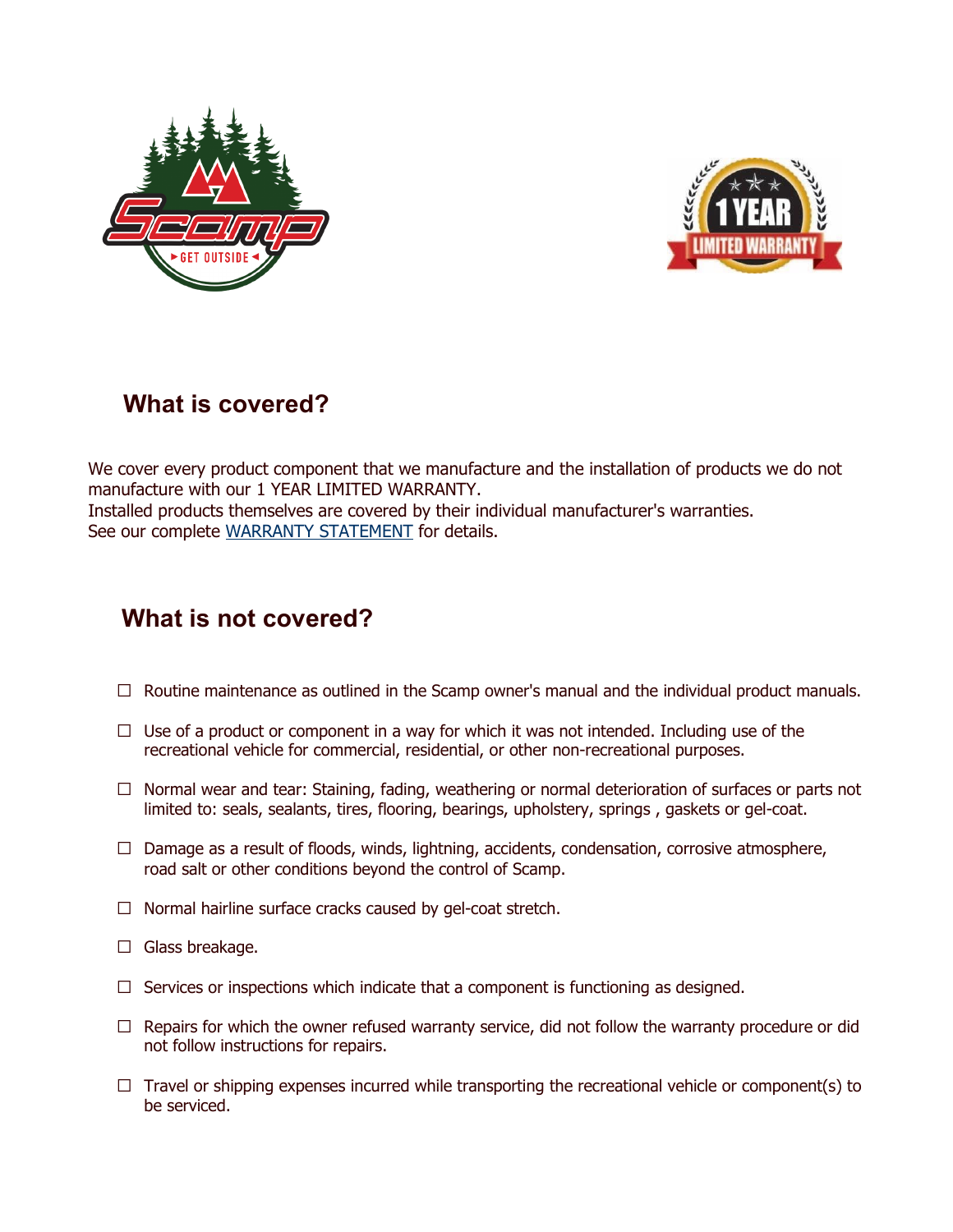## What is covered?

We cover every product component that we manufacture and the installation of products we do not manufacture with our 1 YEAR LIMITED WARRANTY.
Installed products themselves are covered by their individual manufacturer's warranties.
See our complete WARRANTY STATEMENT for details.

## What is not covered?

- ☐ Routine maintenance as outlined in the Scamp owner's manual and the individual product manuals.
- ☐ Use of a product or component in a way for which it was not intended. Including use of the recreational vehicle for commercial, residential, or other non-recreational purposes.
- ☐ Normal wear and tear: Staining, fading, weathering or normal deterioration of surfaces or parts not limited to: seals, sealants, tires, flooring, bearings, upholstery, springs , gaskets or gel-coat.
- ☐ Damage as a result of floods, winds, lightning, accidents, condensation, corrosive atmosphere, road salt or other conditions beyond the control of Scamp.
- ☐ Normal hairline surface cracks caused by gel-coat stretch.
- ☐ Glass breakage.
- ☐ Services or inspections which indicate that a component is functioning as designed.
- ☐ Repairs for which the owner refused warranty service, did not follow the warranty procedure or did not follow instructions for repairs.
- ☐ Travel or shipping expenses incurred while transporting the recreational vehicle or component(s) to be serviced.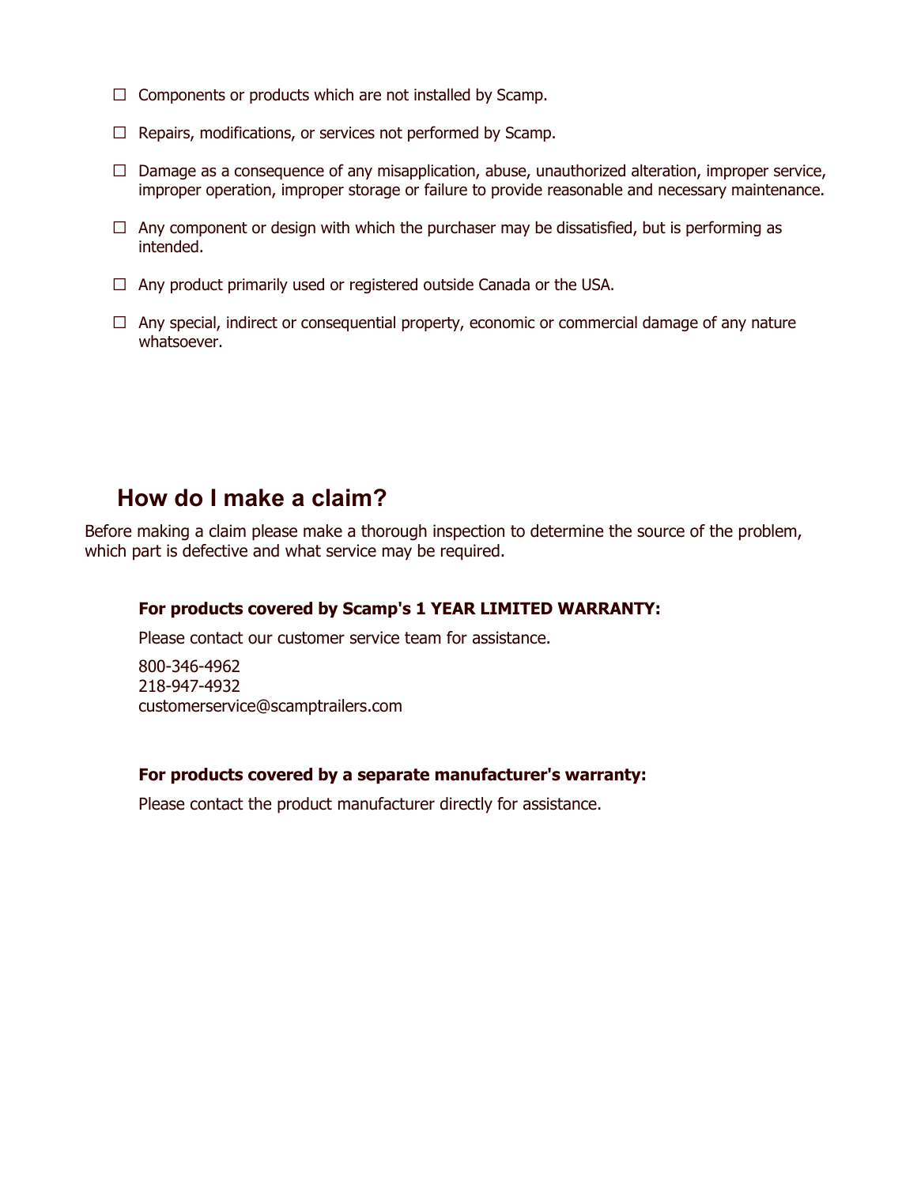- ☐ Components or products which are not installed by Scamp.
- ☐ Repairs, modifications, or services not performed by Scamp.
- ☐ Damage as a consequence of any misapplication, abuse, unauthorized alteration, improper service, improper operation, improper storage or failure to provide reasonable and necessary maintenance.
- ☐ Any component or design with which the purchaser may be dissatisfied, but is performing as intended.
- ☐ Any product primarily used or registered outside Canada or the USA.
- ☐ Any special, indirect or consequential property, economic or commercial damage of any nature whatsoever.

## How do I make a claim?

Before making a claim please make a thorough inspection to determine the source of the problem, which part is defective and what service may be required.

**For products covered by Scamp's 1 YEAR LIMITED WARRANTY:**

Please contact our customer service team for assistance.

800-346-4962
218-947-4932
customerservice@scamptrailers.com

**For products covered by a separate manufacturer's warranty:**

Please contact the product manufacturer directly for assistance.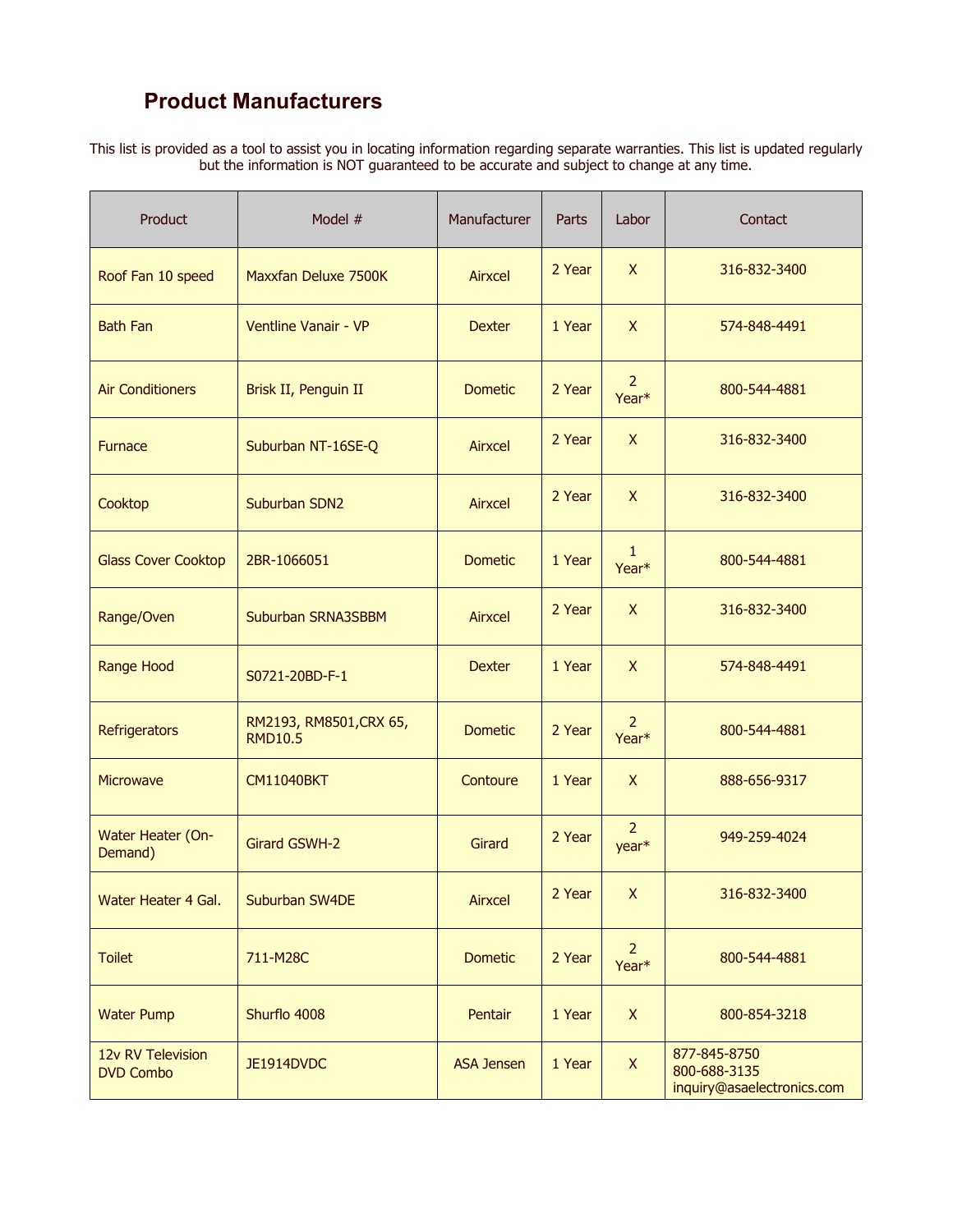## Product Manufacturers

This list is provided as a tool to assist you in locating information regarding separate warranties. This list is updated regularly but the information is NOT guaranteed to be accurate and subject to change at any time.

| Product | Model # | Manufacturer | Parts | Labor | Contact |
|---|---|---|---|---|---|
| Roof Fan 10 speed | Maxxfan Deluxe 7500K | Airxcel | 2 Year | X | 316-832-3400 |
| Bath Fan | Ventline Vanair - VP | Dexter | 1 Year | X | 574-848-4491 |
| Air Conditioners | Brisk II, Penguin II | Dometic | 2 Year | 2 Year* | 800-544-4881 |
| Furnace | Suburban NT-16SE-Q | Airxcel | 2 Year | X | 316-832-3400 |
| Cooktop | Suburban SDN2 | Airxcel | 2 Year | X | 316-832-3400 |
| Glass Cover Cooktop | 2BR-1066051 | Dometic | 1 Year | 1 Year* | 800-544-4881 |
| Range/Oven | Suburban SRNA3SBBM | Airxcel | 2 Year | X | 316-832-3400 |
| Range Hood | S0721-20BD-F-1 | Dexter | 1 Year | X | 574-848-4491 |
| Refrigerators | RM2193, RM8501,CRX 65, RMD10.5 | Dometic | 2 Year | 2 Year* | 800-544-4881 |
| Microwave | CM11040BKT | Contoure | 1 Year | X | 888-656-9317 |
| Water Heater (On-Demand) | Girard GSWH-2 | Girard | 2 Year | 2 year* | 949-259-4024 |
| Water Heater 4 Gal. | Suburban SW4DE | Airxcel | 2 Year | X | 316-832-3400 |
| Toilet | 711-M28C | Dometic | 2 Year | 2 Year* | 800-544-4881 |
| Water Pump | Shurflo 4008 | Pentair | 1 Year | X | 800-854-3218 |
| 12v RV Television DVD Combo | JE1914DVDC | ASA Jensen | 1 Year | X | 877-845-8750<br>800-688-3135<br>inquiry@asaelectronics.com |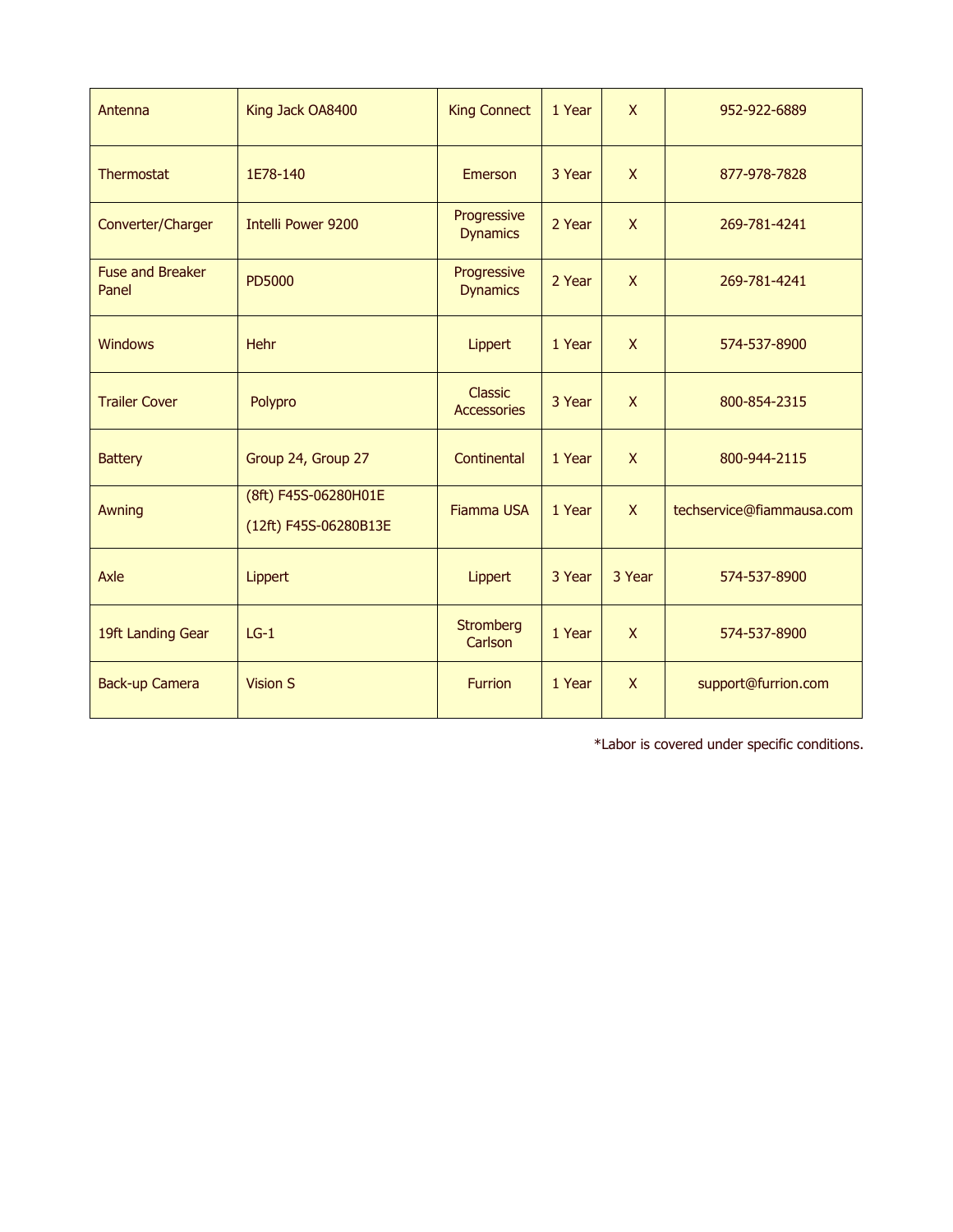| Antenna | King Jack OA8400 | King Connect | 1 Year | X | 952-922-6889 |
|---|---|---|---|---|---|
| Thermostat | 1E78-140 | Emerson | 3 Year | X | 877-978-7828 |
| Converter/Charger | Intelli Power 9200 | Progressive Dynamics | 2 Year | X | 269-781-4241 |
| Fuse and Breaker Panel | PD5000 | Progressive Dynamics | 2 Year | X | 269-781-4241 |
| Windows | Hehr | Lippert | 1 Year | X | 574-537-8900 |
| Trailer Cover | Polypro | Classic Accessories | 3 Year | X | 800-854-2315 |
| Battery | Group 24, Group 27 | Continental | 1 Year | X | 800-944-2115 |
| Awning | (8ft) F45S-06280H01E (12ft) F45S-06280B13E | Fiamma USA | 1 Year | X | techservice@fiammausa.com |
| Axle | Lippert | Lippert | 3 Year | 3 Year | 574-537-8900 |
| 19ft Landing Gear | LG-1 | Stromberg Carlson | 1 Year | X | 574-537-8900 |
| Back-up Camera | Vision S | Furrion | 1 Year | X | support@furrion.com |

*Labor is covered under specific conditions.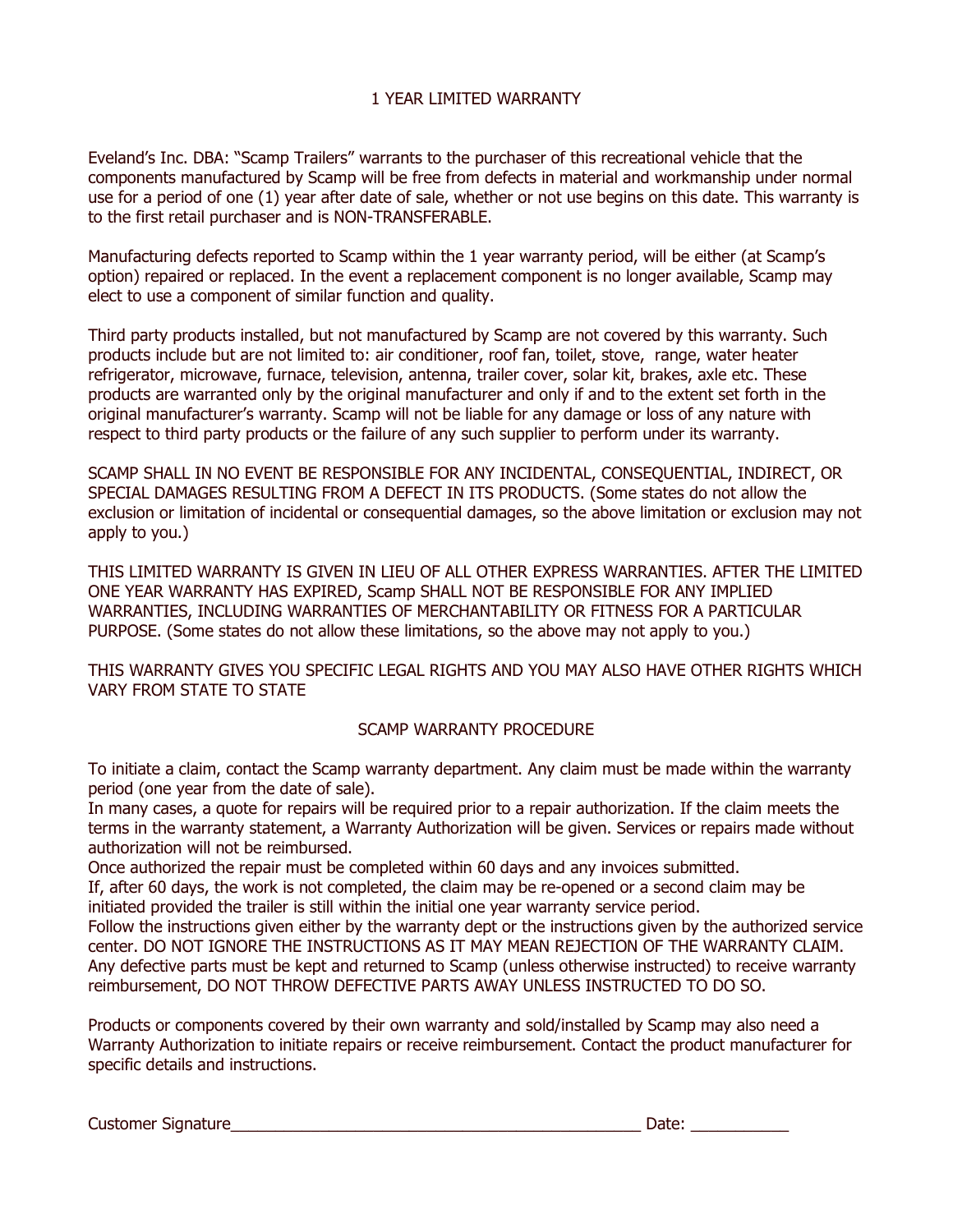## 1 YEAR LIMITED WARRANTY

Eveland's Inc. DBA: "Scamp Trailers" warrants to the purchaser of this recreational vehicle that the components manufactured by Scamp will be free from defects in material and workmanship under normal use for a period of one (1) year after date of sale, whether or not use begins on this date. This warranty is to the first retail purchaser and is NON-TRANSFERABLE.

Manufacturing defects reported to Scamp within the 1 year warranty period, will be either (at Scamp's option) repaired or replaced. In the event a replacement component is no longer available, Scamp may elect to use a component of similar function and quality.

Third party products installed, but not manufactured by Scamp are not covered by this warranty. Such products include but are not limited to: air conditioner, roof fan, toilet, stove, range, water heater refrigerator, microwave, furnace, television, antenna, trailer cover, solar kit, brakes, axle etc. These products are warranted only by the original manufacturer and only if and to the extent set forth in the original manufacturer's warranty. Scamp will not be liable for any damage or loss of any nature with respect to third party products or the failure of any such supplier to perform under its warranty.

SCAMP SHALL IN NO EVENT BE RESPONSIBLE FOR ANY INCIDENTAL, CONSEQUENTIAL, INDIRECT, OR SPECIAL DAMAGES RESULTING FROM A DEFECT IN ITS PRODUCTS. (Some states do not allow the exclusion or limitation of incidental or consequential damages, so the above limitation or exclusion may not apply to you.)

THIS LIMITED WARRANTY IS GIVEN IN LIEU OF ALL OTHER EXPRESS WARRANTIES. AFTER THE LIMITED ONE YEAR WARRANTY HAS EXPIRED, Scamp SHALL NOT BE RESPONSIBLE FOR ANY IMPLIED WARRANTIES, INCLUDING WARRANTIES OF MERCHANTABILITY OR FITNESS FOR A PARTICULAR PURPOSE. (Some states do not allow these limitations, so the above may not apply to you.)

THIS WARRANTY GIVES YOU SPECIFIC LEGAL RIGHTS AND YOU MAY ALSO HAVE OTHER RIGHTS WHICH VARY FROM STATE TO STATE

## SCAMP WARRANTY PROCEDURE

To initiate a claim, contact the Scamp warranty department. Any claim must be made within the warranty period (one year from the date of sale).
In many cases, a quote for repairs will be required prior to a repair authorization. If the claim meets the terms in the warranty statement, a Warranty Authorization will be given. Services or repairs made without authorization will not be reimbursed.
Once authorized the repair must be completed within 60 days and any invoices submitted.
If, after 60 days, the work is not completed, the claim may be re-opened or a second claim may be initiated provided the trailer is still within the initial one year warranty service period.
Follow the instructions given either by the warranty dept or the instructions given by the authorized service center. DO NOT IGNORE THE INSTRUCTIONS AS IT MAY MEAN REJECTION OF THE WARRANTY CLAIM.
Any defective parts must be kept and returned to Scamp (unless otherwise instructed) to receive warranty reimbursement, DO NOT THROW DEFECTIVE PARTS AWAY UNLESS INSTRUCTED TO DO SO.

Products or components covered by their own warranty and sold/installed by Scamp may also need a Warranty Authorization to initiate repairs or receive reimbursement. Contact the product manufacturer for specific details and instructions.

Customer Signature_______________________________________________ Date: ___________